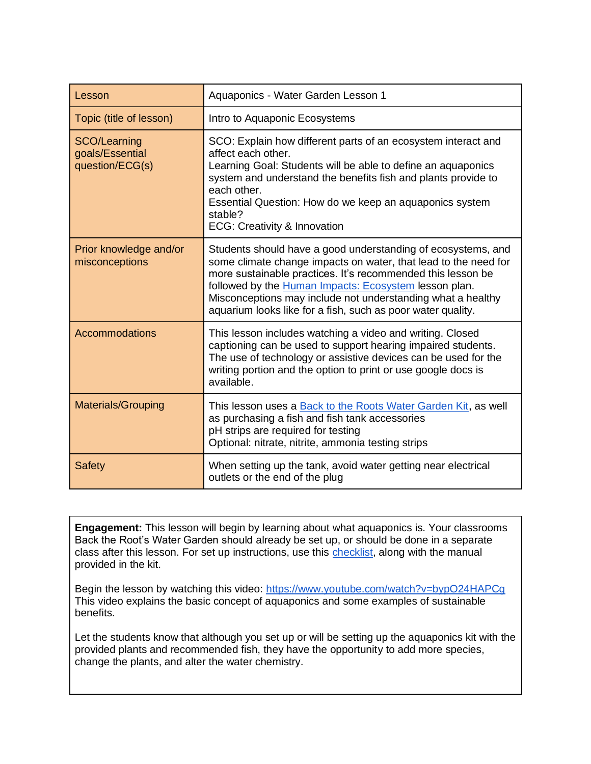| Lesson | Aquaponics - Water Garden Lesson 1 |
|---|---|
| Topic (title of lesson) | Intro to Aquaponic Ecosystems |
| SCO/Learning goals/Essential question/ECG(s) | SCO: Explain how different parts of an ecosystem interact and affect each other.<br>Learning Goal: Students will be able to define an aquaponics system and understand the benefits fish and plants provide to each other.<br>Essential Question: How do we keep an aquaponics system stable?<br>ECG: Creativity & Innovation |
| Prior knowledge and/or misconceptions | Students should have a good understanding of ecosystems, and some climate change impacts on water, that lead to the need for more sustainable practices. It's recommended this lesson be followed by the Human Impacts: Ecosystem lesson plan. Misconceptions may include not understanding what a healthy aquarium looks like for a fish, such as poor water quality. |
| Accommodations | This lesson includes watching a video and writing. Closed captioning can be used to support hearing impaired students. The use of technology or assistive devices can be used for the writing portion and the option to print or use google docs is available. |
| Materials/Grouping | This lesson uses a Back to the Roots Water Garden Kit, as well as purchasing a fish and fish tank accessories<br>pH strips are required for testing<br>Optional: nitrate, nitrite, ammonia testing strips |
| Safety | When setting up the tank, avoid water getting near electrical outlets or the end of the plug |

**Engagement:** This lesson will begin by learning about what aquaponics is. Your classrooms Back the Root's Water Garden should already be set up, or should be done in a separate class after this lesson. For set up instructions, use this checklist, along with the manual provided in the kit.

Begin the lesson by watching this video: https://www.youtube.com/watch?v=bypO24HAPCg
This video explains the basic concept of aquaponics and some examples of sustainable benefits.

Let the students know that although you set up or will be setting up the aquaponics kit with the provided plants and recommended fish, they have the opportunity to add more species, change the plants, and alter the water chemistry.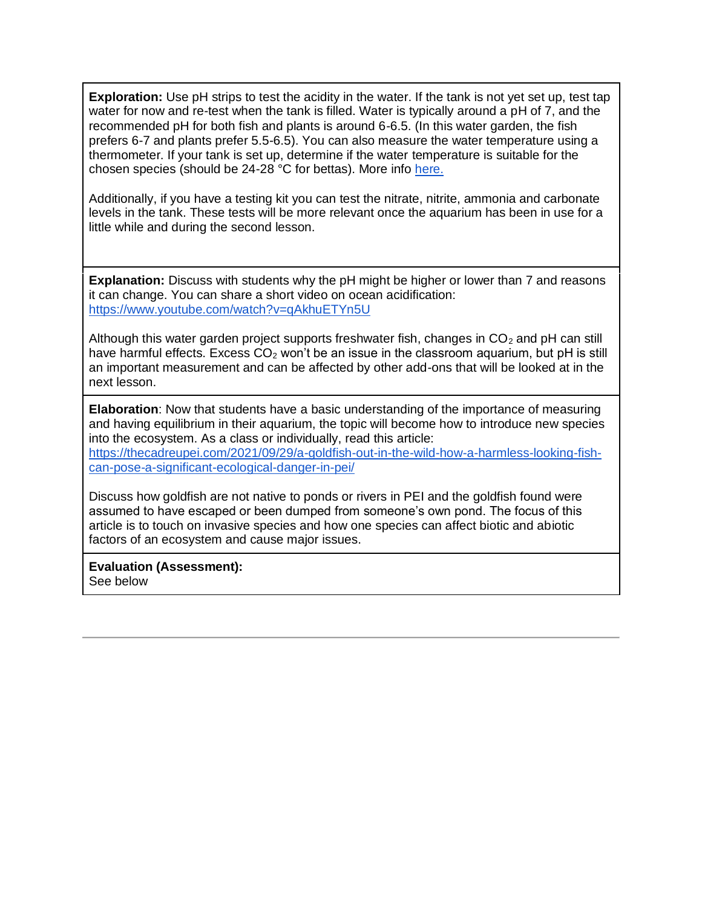**Exploration:** Use pH strips to test the acidity in the water. If the tank is not yet set up, test tap water for now and re-test when the tank is filled. Water is typically around a pH of 7, and the recommended pH for both fish and plants is around 6-6.5. (In this water garden, the fish prefers 6-7 and plants prefer 5.5-6.5). You can also measure the water temperature using a thermometer. If your tank is set up, determine if the water temperature is suitable for the chosen species (should be 24-28 °C for bettas). More info [here.](here.)

Additionally, if you have a testing kit you can test the nitrate, nitrite, ammonia and carbonate levels in the tank. These tests will be more relevant once the aquarium has been in use for a little while and during the second lesson.

**Explanation:** Discuss with students why the pH might be higher or lower than 7 and reasons it can change. You can share a short video on ocean acidification: [https://www.youtube.com/watch?v=qAkhuETYn5U](https://www.youtube.com/watch?v=qAkhuETYn5U)

Although this water garden project supports freshwater fish, changes in $CO_2$ and pH can still have harmful effects. Excess $CO_2$ won't be an issue in the classroom aquarium, but pH is still an important measurement and can be affected by other add-ons that will be looked at in the next lesson.

**Elaboration**: Now that students have a basic understanding of the importance of measuring and having equilibrium in their aquarium, the topic will become how to introduce new species into the ecosystem. As a class or individually, read this article: [https://thecadreupei.com/2021/09/29/a-goldfish-out-in-the-wild-how-a-harmless-looking-fish-can-pose-a-significant-ecological-danger-in-pei/](https://thecadreupei.com/2021/09/29/a-goldfish-out-in-the-wild-how-a-harmless-looking-fish-can-pose-a-significant-ecological-danger-in-pei/)

Discuss how goldfish are not native to ponds or rivers in PEI and the goldfish found were assumed to have escaped or been dumped from someone's own pond. The focus of this article is to touch on invasive species and how one species can affect biotic and abiotic factors of an ecosystem and cause major issues.

**Evaluation (Assessment):**
See below

---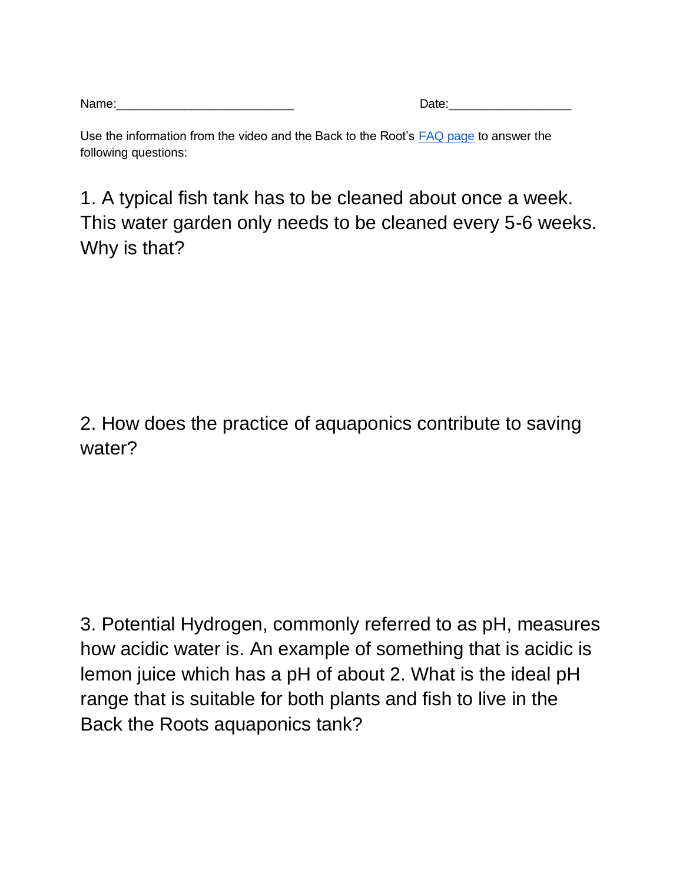Name:_________________________ Date:_________________

Use the information from the video and the Back to the Root's FAQ page to answer the following questions:

1. A typical fish tank has to be cleaned about once a week. This water garden only needs to be cleaned every 5-6 weeks. Why is that?

2. How does the practice of aquaponics contribute to saving water?

3. Potential Hydrogen, commonly referred to as pH, measures how acidic water is. An example of something that is acidic is lemon juice which has a pH of about 2. What is the ideal pH range that is suitable for both plants and fish to live in the Back the Roots aquaponics tank?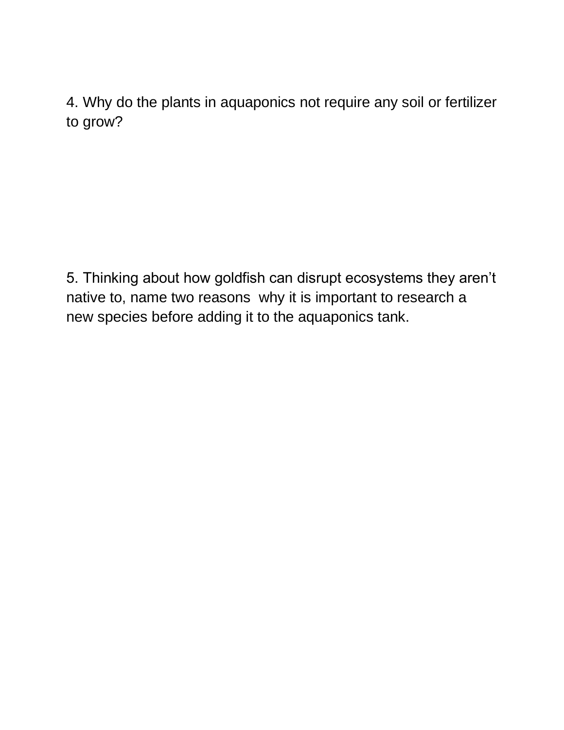4. Why do the plants in aquaponics not require any soil or fertilizer to grow?

5. Thinking about how goldfish can disrupt ecosystems they aren't native to, name two reasons why it is important to research a new species before adding it to the aquaponics tank.